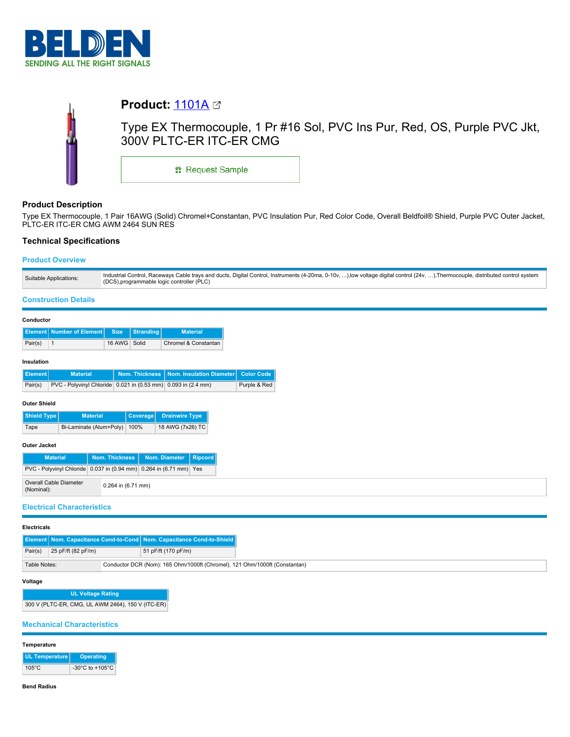BELDEN
SENDING ALL THE RIGHT SIGNALS

# Product: 1101A

Type EX Thermocouple, 1 Pr #16 Sol, PVC Ins Pur, Red, OS, Purple PVC Jkt, 300V PLTC-ER ITC-ER CMG

Request Sample

## Product Description

Type EX Thermocouple, 1 Pair 16AWG (Solid) Chromel+Constantan, PVC Insulation Pur, Red Color Code, Overall Beldfoil® Shield, Purple PVC Outer Jacket, PLTC-ER ITC-ER CMG AWM 2464 SUN RES

## Technical Specifications

### Product Overview

| Suitable Applications: | Industrial Control, Raceways Cable trays and ducts, Digital Control, Instruments (4-20ma, 0-10v, ...),low voltage digital control (24v, ...),Thermocouple, distributed control system (DCS),programmable logic controller (PLC) |
|---|---|

### Construction Details

**Conductor**

| Element | Number of Element | Size | Stranding | Material |
|---|---|---|---|---|
| Pair(s) | 1 | 16 AWG | Solid | Chromel & Constantan |

**Insulation**

| Element | Material | Nom. Thickness | Nom. Insulation Diameter | Color Code |
|---|---|---|---|---|
| Pair(s) | PVC - Polyvinyl Chloride | 0.021 in (0.53 mm) | 0.093 in (2.4 mm) | Purple & Red |

**Outer Shield**

| Shield Type | Material | Coverage | Drainwire Type |
|---|---|---|---|
| Tape | Bi-Laminate (Alum+Poly) | 100% | 18 AWG (7x26) TC |

**Outer Jacket**

| Material | Nom. Thickness | Nom. Diameter | Ripcord |
|---|---|---|---|
| PVC - Polyvinyl Chloride | 0.037 in (0.94 mm) | 0.264 in (6.71 mm) | Yes |

| Overall Cable Diameter (Nominal): | 0.264 in (6.71 mm) |
|---|---|

### Electrical Characteristics

**Electricals**

| Element | Nom. Capacitance Cond-to-Cond | Nom. Capacitance Cond-to-Shield |
|---|---|---|
| Pair(s) | 25 pF/ft (82 pF/m) | 51 pF/ft (170 pF/m) |

| Table Notes: | Conductor DCR (Nom): 165 Ohm/1000ft (Chromel), 121 Ohm/1000ft (Constantan) |
|---|---|

**Voltage**

| UL Voltage Rating |
|---|
| 300 V (PLTC-ER, CMG, UL AWM 2464), 150 V (ITC-ER) |

### Mechanical Characteristics

**Temperature**

| UL Temperature | Operating |
|---|---|
| 105°C | -30°C to +105°C |

**Bend Radius**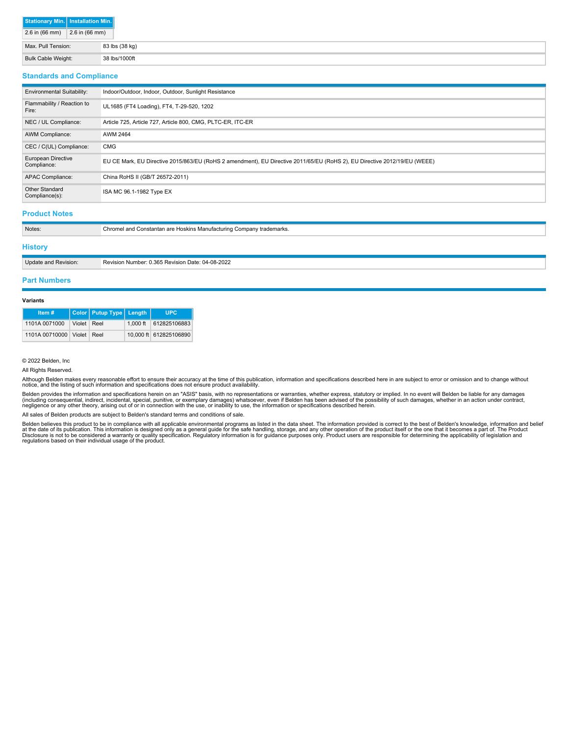| Stationary Min. | Installation Min. |
|---|---|
| 2.6 in (66 mm) | 2.6 in (66 mm) |

| | |
|---|---|
| Max. Pull Tension: | 83 lbs (38 kg) |
| Bulk Cable Weight: | 38 lbs/1000ft |

## Standards and Compliance

| | |
|---|---|
| Environmental Suitability: | Indoor/Outdoor, Indoor, Outdoor, Sunlight Resistance |
| Flammability / Reaction to Fire: | UL1685 (FT4 Loading), FT4, T-29-520, 1202 |
| NEC / UL Compliance: | Article 725, Article 727, Article 800, CMG, PLTC-ER, ITC-ER |
| AWM Compliance: | AWM 2464 |
| CEC / C(UL) Compliance: | CMG |
| European Directive Compliance: | EU CE Mark, EU Directive 2015/863/EU (RoHS 2 amendment), EU Directive 2011/65/EU (RoHS 2), EU Directive 2012/19/EU (WEEE) |
| APAC Compliance: | China RoHS II (GB/T 26572-2011) |
| Other Standard Compliance(s): | ISA MC 96.1-1982 Type EX |

## Product Notes

| | |
|---|---|
| Notes: | Chromel and Constantan are Hoskins Manufacturing Company trademarks. |

## History

| | |
|---|---|
| Update and Revision: | Revision Number: 0.365 Revision Date: 04-08-2022 |

## Part Numbers

**Variants**

| Item # | Color | Putup Type | Length | UPC |
|---|---|---|---|---|
| 1101A 0071000 | Violet | Reel | 1,000 ft | 612825106883 |
| 1101A 00710000 | Violet | Reel | 10,000 ft | 612825106890 |

© 2022 Belden, Inc

All Rights Reserved.

Although Belden makes every reasonable effort to ensure their accuracy at the time of this publication, information and specifications described here in are subject to error or omission and to change without notice, and the listing of such information and specifications does not ensure product availability.

Belden provides the information and specifications herein on an "ASIS" basis, with no representations or warranties, whether express, statutory or implied. In no event will Belden be liable for any damages (including consequential, indirect, incidental, special, punitive, or exemplary damages) whatsoever, even if Belden has been advised of the possibility of such damages, whether in an action under contract, negligence or any other theory, arising out of or in connection with the use, or inability to use, the information or specifications described herein.

All sales of Belden products are subject to Belden's standard terms and conditions of sale.

Belden believes this product to be in compliance with all applicable environmental programs as listed in the data sheet. The information provided is correct to the best of Belden's knowledge, information and belief at the date of its publication. This information is designed only as a general guide for the safe handling, storage, and any other operation of the product itself or the one that it becomes a part of. The Product Disclosure is not to be considered a warranty or quality specification. Regulatory information is for guidance purposes only. Product users are responsible for determining the applicability of legislation and regulations based on their individual usage of the product.